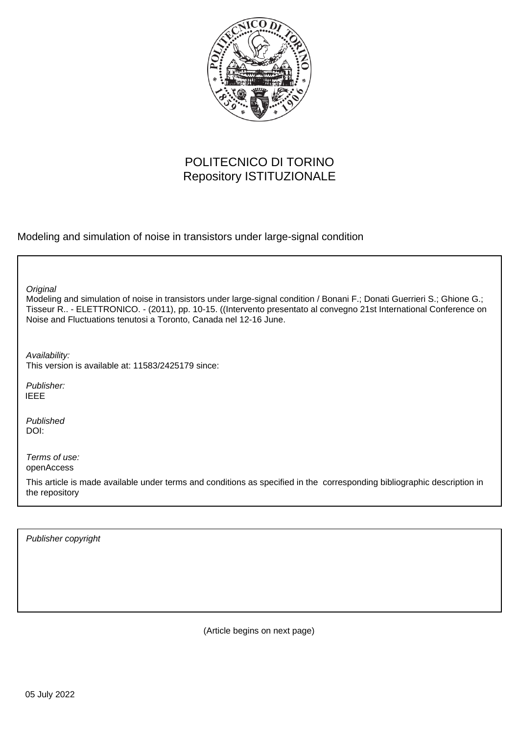POLITECNICO DI TORINO
Repository ISTITUZIONALE

Modeling and simulation of noise in transistors under large-signal condition

*Original*
Modeling and simulation of noise in transistors under large-signal condition / Bonani F.; Donati Guerrieri S.; Ghione G.; Tisseur R.. - ELETTRONICO. - (2011), pp. 10-15. ((Intervento presentato al convegno 21st International Conference on Noise and Fluctuations tenutosi a Toronto, Canada nel 12-16 June.

*Availability:*
This version is available at: 11583/2425179 since:

*Publisher:*
IEEE

*Published*
DOI:

*Terms of use:*
openAccess

This article is made available under terms and conditions as specified in the corresponding bibliographic description in the repository

*Publisher copyright*

(Article begins on next page)

05 July 2022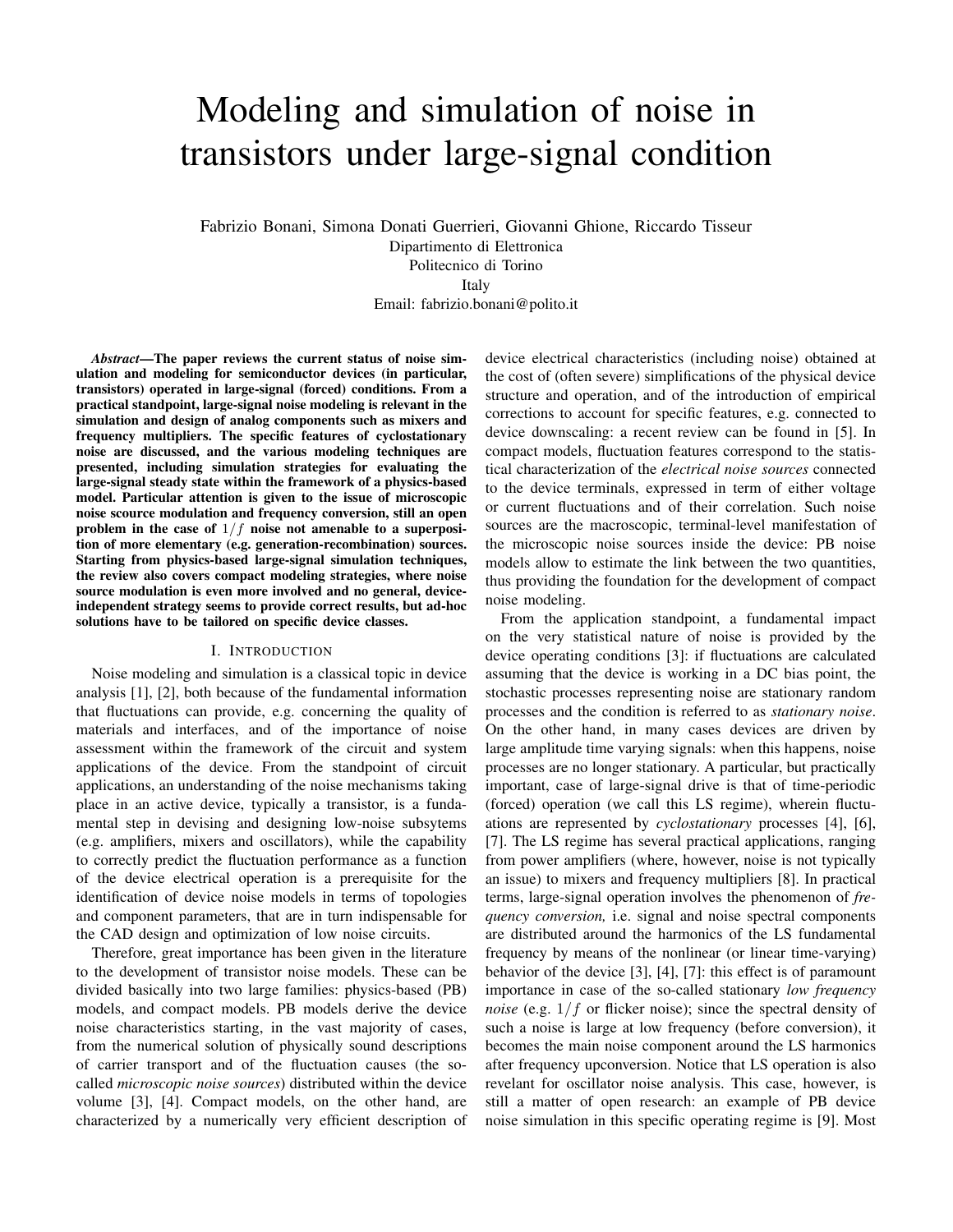# Modeling and simulation of noise in transistors under large-signal condition

Fabrizio Bonani, Simona Donati Guerrieri, Giovanni Ghione, Riccardo Tisseur
Dipartimento di Elettronica
Politecnico di Torino
Italy
Email: fabrizio.bonani@polito.it

***Abstract*—The paper reviews the current status of noise simulation and modeling for semiconductor devices (in particular, transistors) operated in large-signal (forced) conditions. From a practical standpoint, large-signal noise modeling is relevant in the simulation and design of analog components such as mixers and frequency multipliers. The specific features of cyclostationary noise are discussed, and the various modeling techniques are presented, including simulation strategies for evaluating the large-signal steady state within the framework of a physics-based model. Particular attention is given to the issue of microscopic noise scource modulation and frequency conversion, still an open problem in the case of $1/f$ noise not amenable to a superposition of more elementary (e.g. generation-recombination) sources. Starting from physics-based large-signal simulation techniques, the review also covers compact modeling strategies, where noise source modulation is even more involved and no general, device-independent strategy seems to provide correct results, but ad-hoc solutions have to be tailored on specific device classes.**

## I. Introduction

Noise modeling and simulation is a classical topic in device analysis [1], [2], both because of the fundamental information that fluctuations can provide, e.g. concerning the quality of materials and interfaces, and of the importance of noise assessment within the framework of the circuit and system applications of the device. From the standpoint of circuit applications, an understanding of the noise mechanisms taking place in an active device, typically a transistor, is a fundamental step in devising and designing low-noise subsytems (e.g. amplifiers, mixers and oscillators), while the capability to correctly predict the fluctuation performance as a function of the device electrical operation is a prerequisite for the identification of device noise models in terms of topologies and component parameters, that are in turn indispensable for the CAD design and optimization of low noise circuits.

Therefore, great importance has been given in the literature to the development of transistor noise models. These can be divided basically into two large families: physics-based (PB) models, and compact models. PB models derive the device noise characteristics starting, in the vast majority of cases, from the numerical solution of physically sound descriptions of carrier transport and of the fluctuation causes (the so-called *microscopic noise sources*) distributed within the device volume [3], [4]. Compact models, on the other hand, are characterized by a numerically very efficient description of device electrical characteristics (including noise) obtained at the cost of (often severe) simplifications of the physical device structure and operation, and of the introduction of empirical corrections to account for specific features, e.g. connected to device downscaling: a recent review can be found in [5]. In compact models, fluctuation features correspond to the statistical characterization of the *electrical noise sources* connected to the device terminals, expressed in term of either voltage or current fluctuations and of their correlation. Such noise sources are the macroscopic, terminal-level manifestation of the microscopic noise sources inside the device: PB noise models allow to estimate the link between the two quantities, thus providing the foundation for the development of compact noise modeling.

From the application standpoint, a fundamental impact on the very statistical nature of noise is provided by the device operating conditions [3]: if fluctuations are calculated assuming that the device is working in a DC bias point, the stochastic processes representing noise are stationary random processes and the condition is referred to as *stationary noise*. On the other hand, in many cases devices are driven by large amplitude time varying signals: when this happens, noise processes are no longer stationary. A particular, but practically important, case of large-signal drive is that of time-periodic (forced) operation (we call this LS regime), wherein fluctuations are represented by *cyclostationary* processes [4], [6], [7]. The LS regime has several practical applications, ranging from power amplifiers (where, however, noise is not typically an issue) to mixers and frequency multipliers [8]. In practical terms, large-signal operation involves the phenomenon of *frequency conversion,* i.e. signal and noise spectral components are distributed around the harmonics of the LS fundamental frequency by means of the nonlinear (or linear time-varying) behavior of the device [3], [4], [7]: this effect is of paramount importance in case of the so-called stationary *low frequency noise* (e.g. $1/f$ or flicker noise); since the spectral density of such a noise is large at low frequency (before conversion), it becomes the main noise component around the LS harmonics after frequency upconversion. Notice that LS operation is also revelant for oscillator noise analysis. This case, however, is still a matter of open research: an example of PB device noise simulation in this specific operating regime is [9]. Most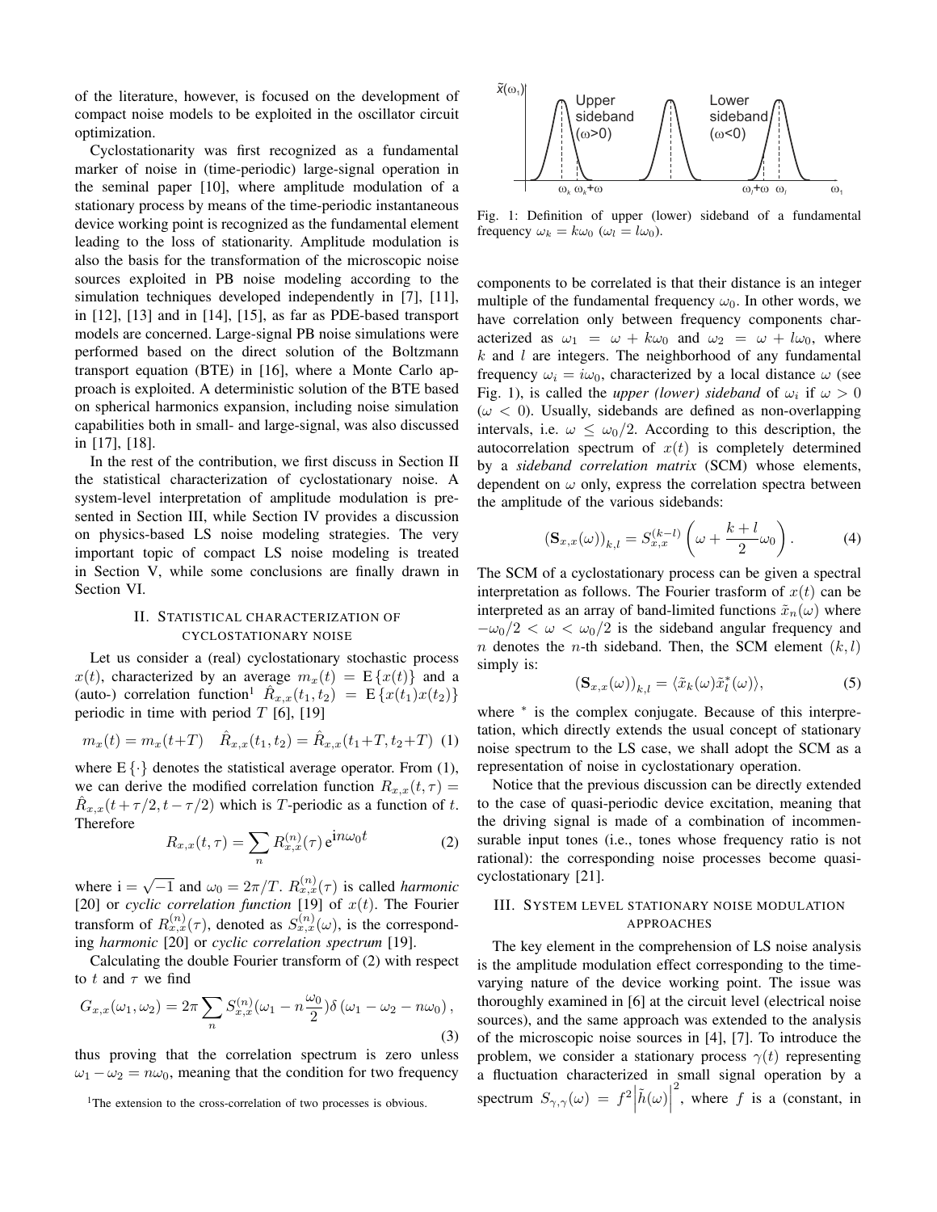of the literature, however, is focused on the development of compact noise models to be exploited in the oscillator circuit optimization.

Cyclostationarity was first recognized as a fundamental marker of noise in (time-periodic) large-signal operation in the seminal paper [10], where amplitude modulation of a stationary process by means of the time-periodic instantaneous device working point is recognized as the fundamental element leading to the loss of stationarity. Amplitude modulation is also the basis for the transformation of the microscopic noise sources exploited in PB noise modeling according to the simulation techniques developed independently in [7], [11], in [12], [13] and in [14], [15], as far as PDE-based transport models are concerned. Large-signal PB noise simulations were performed based on the direct solution of the Boltzmann transport equation (BTE) in [16], where a Monte Carlo approach is exploited. A deterministic solution of the BTE based on spherical harmonics expansion, including noise simulation capabilities both in small- and large-signal, was also discussed in [17], [18].

In the rest of the contribution, we first discuss in Section II the statistical characterization of cyclostationary noise. A system-level interpretation of amplitude modulation is presented in Section III, while Section IV provides a discussion on physics-based LS noise modeling strategies. The very important topic of compact LS noise modeling is treated in Section V, while some conclusions are finally drawn in Section VI.

## II. Statistical characterization of cyclostationary noise

Let us consider a (real) cyclostationary stochastic process $x(t)$, characterized by an average $m_x(t) = \mathrm{E}\{x(t)\}$ and a (auto-) correlation function[1] $\hat{R}_{x,x}(t_1, t_2) = \mathrm{E}\{x(t_1)x(t_2)\}$ periodic in time with period $T$ [6], [19]

$$m_x(t) = m_x(t+T) \quad \hat{R}_{x,x}(t_1, t_2) = \hat{R}_{x,x}(t_1+T, t_2+T) \quad (1)$$

where $\mathrm{E}\{\cdot\}$ denotes the statistical average operator. From (1), we can derive the modified correlation function $R_{x,x}(t, \tau) = \hat{R}_{x,x}(t + \tau/2, t - \tau/2)$ which is $T$-periodic as a function of $t$. Therefore

$$R_{x,x}(t, \tau) = \sum_n R_{x,x}^{(n)}(\tau)\, \mathrm{e}^{\mathrm{i}n\omega_0 t} \quad (2)$$

where $\mathrm{i} = \sqrt{-1}$ and $\omega_0 = 2\pi/T$. $R_{x,x}^{(n)}(\tau)$ is called *harmonic* [20] or *cyclic correlation function* [19] of $x(t)$. The Fourier transform of $R_{x,x}^{(n)}(\tau)$, denoted as $S_{x,x}^{(n)}(\omega)$, is the corresponding *harmonic* [20] or *cyclic correlation spectrum* [19].

Calculating the double Fourier transform of (2) with respect to $t$ and $\tau$ we find

$$G_{x,x}(\omega_1, \omega_2) = 2\pi \sum_n S_{x,x}^{(n)}(\omega_1 - n\frac{\omega_0}{2})\delta\left(\omega_1 - \omega_2 - n\omega_0\right), \quad (3)$$

thus proving that the correlation spectrum is zero unless $\omega_1 - \omega_2 = n\omega_0$, meaning that the condition for two frequency components to be correlated is that their distance is an integer multiple of the fundamental frequency $\omega_0$. In other words, we have correlation only between frequency components characterized as $\omega_1 = \omega + k\omega_0$ and $\omega_2 = \omega + l\omega_0$, where $k$ and $l$ are integers. The neighborhood of any fundamental frequency $\omega_i = i\omega_0$, characterized by a local distance $\omega$ (see Fig. 1), is called the *upper (lower) sideband* of $\omega_i$ if $\omega > 0$ ($\omega < 0$). Usually, sidebands are defined as non-overlapping intervals, i.e. $\omega \leq \omega_0/2$. According to this description, the autocorrelation spectrum of $x(t)$ is completely determined by a *sideband correlation matrix* (SCM) whose elements, dependent on $\omega$ only, express the correlation spectra between the amplitude of the various sidebands:

$$\left(\mathbf{S}_{x,x}(\omega)\right)_{k,l} = S_{x,x}^{(k-l)}\left(\omega + \frac{k+l}{2}\omega_0\right). \quad (4)$$

The SCM of a cyclostationary process can be given a spectral interpretation as follows. The Fourier trasform of $x(t)$ can be interpreted as an array of band-limited functions $\tilde{x}_n(\omega)$ where $-\omega_0/2 < \omega < \omega_0/2$ is the sideband angular frequency and $n$ denotes the $n$-th sideband. Then, the SCM element $(k, l)$ simply is:

$$\left(\mathbf{S}_{x,x}(\omega)\right)_{k,l} = \langle \tilde{x}_k(\omega)\tilde{x}_l^*(\omega)\rangle, \quad (5)$$

where $^*$ is the complex conjugate. Because of this interpretation, which directly extends the usual concept of stationary noise spectrum to the LS case, we shall adopt the SCM as a representation of noise in cyclostationary operation.

Notice that the previous discussion can be directly extended to the case of quasi-periodic device excitation, meaning that the driving signal is made of a combination of incommensurable input tones (i.e., tones whose frequency ratio is not rational): the corresponding noise processes become quasi-cyclostationary [21].

Fig. 1: Definition of upper (lower) sideband of a fundamental frequency $\omega_k = k\omega_0$ ($\omega_l = l\omega_0$).

## III. System level stationary noise modulation approaches

The key element in the comprehension of LS noise analysis is the amplitude modulation effect corresponding to the time-varying nature of the device working point. The issue was thoroughly examined in [6] at the circuit level (electrical noise sources), and the same approach was extended to the analysis of the microscopic noise sources in [4], [7]. To introduce the problem, we consider a stationary process $\gamma(t)$ representing a fluctuation characterized in small signal operation by a spectrum $S_{\gamma,\gamma}(\omega) = f^2\left|\tilde{h}(\omega)\right|^2$, where $f$ is a (constant, in

[1] The extension to the cross-correlation of two processes is obvious.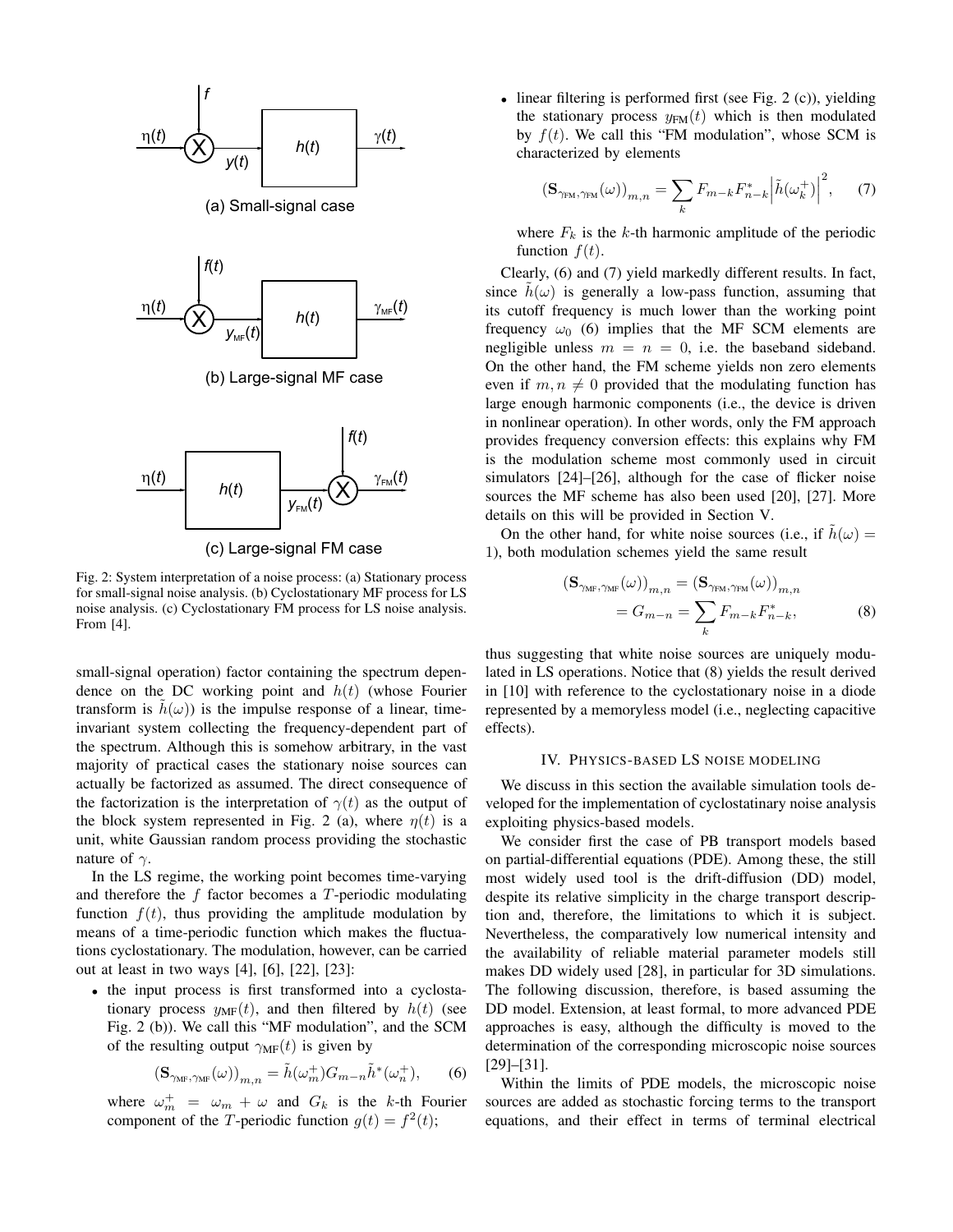(a) Small-signal case

(b) Large-signal MF case

(c) Large-signal FM case

Fig. 2: System interpretation of a noise process: (a) Stationary process for small-signal noise analysis. (b) Cyclostationary MF process for LS noise analysis. (c) Cyclostationary FM process for LS noise analysis. From [4].

small-signal operation) factor containing the spectrum dependence on the DC working point and $h(t)$ (whose Fourier transform is $\tilde{h}(\omega)$) is the impulse response of a linear, time-invariant system collecting the frequency-dependent part of the spectrum. Although this is somehow arbitrary, in the vast majority of practical cases the stationary noise sources can actually be factorized as assumed. The direct consequence of the factorization is the interpretation of $\gamma(t)$ as the output of the block system represented in Fig. 2 (a), where $\eta(t)$ is a unit, white Gaussian random process providing the stochastic nature of $\gamma$.

In the LS regime, the working point becomes time-varying and therefore the $f$ factor becomes a $T$-periodic modulating function $f(t)$, thus providing the amplitude modulation by means of a time-periodic function which makes the fluctuations cyclostationary. The modulation, however, can be carried out at least in two ways [4], [6], [22], [23]:

- the input process is first transformed into a cyclostationary process $y_{\text{MF}}(t)$, and then filtered by $h(t)$ (see Fig. 2 (b)). We call this "MF modulation", and the SCM of the resulting output $\gamma_{\text{MF}}(t)$ is given by

$$(\mathbf{S}_{\gamma_{\text{MF}},\gamma_{\text{MF}}}(\omega))_{m,n} = \tilde{h}(\omega_m^+)G_{m-n}\tilde{h}^*(\omega_n^+), \quad (6)$$

where $\omega_m^+ = \omega_m + \omega$ and $G_k$ is the $k$-th Fourier component of the $T$-periodic function $g(t) = f^2(t)$;

- linear filtering is performed first (see Fig. 2 (c)), yielding the stationary process $y_{\text{FM}}(t)$ which is then modulated by $f(t)$. We call this "FM modulation", whose SCM is characterized by elements

$$(\mathbf{S}_{\gamma_{\text{FM}},\gamma_{\text{FM}}}(\omega))_{m,n} = \sum_k F_{m-k}F_{n-k}^*\left|\tilde{h}(\omega_k^+)\right|^2, \quad (7)$$

where $F_k$ is the $k$-th harmonic amplitude of the periodic function $f(t)$.

Clearly, (6) and (7) yield markedly different results. In fact, since $\tilde{h}(\omega)$ is generally a low-pass function, assuming that its cutoff frequency is much lower than the working point frequency $\omega_0$ (6) implies that the MF SCM elements are negligible unless $m = n = 0$, i.e. the baseband sideband. On the other hand, the FM scheme yields non zero elements even if $m, n \neq 0$ provided that the modulating function has large enough harmonic components (i.e., the device is driven in nonlinear operation). In other words, only the FM approach provides frequency conversion effects: this explains why FM is the modulation scheme most commonly used in circuit simulators [24]–[26], although for the case of flicker noise sources the MF scheme has also been used [20], [27]. More details on this will be provided in Section V.

On the other hand, for white noise sources (i.e., if $\tilde{h}(\omega) = 1$), both modulation schemes yield the same result

$$\begin{aligned}(\mathbf{S}_{\gamma_{\text{MF}},\gamma_{\text{MF}}}(\omega))_{m,n} &= (\mathbf{S}_{\gamma_{\text{FM}},\gamma_{\text{FM}}}(\omega))_{m,n} \\ &= G_{m-n} = \sum_k F_{m-k}F_{n-k}^*, \end{aligned} \quad (8)$$

thus suggesting that white noise sources are uniquely modulated in LS operations. Notice that (8) yields the result derived in [10] with reference to the cyclostationary noise in a diode represented by a memoryless model (i.e., neglecting capacitive effects).

## IV. Physics-based LS noise modeling

We discuss in this section the available simulation tools developed for the implementation of cyclostatinary noise analysis exploiting physics-based models.

We consider first the case of PB transport models based on partial-differential equations (PDE). Among these, the still most widely used tool is the drift-diffusion (DD) model, despite its relative simplicity in the charge transport description and, therefore, the limitations to which it is subject. Nevertheless, the comparatively low numerical intensity and the availability of reliable material parameter models still makes DD widely used [28], in particular for 3D simulations. The following discussion, therefore, is based assuming the DD model. Extension, at least formal, to more advanced PDE approaches is easy, although the difficulty is moved to the determination of the corresponding microscopic noise sources [29]–[31].

Within the limits of PDE models, the microscopic noise sources are added as stochastic forcing terms to the transport equations, and their effect in terms of terminal electrical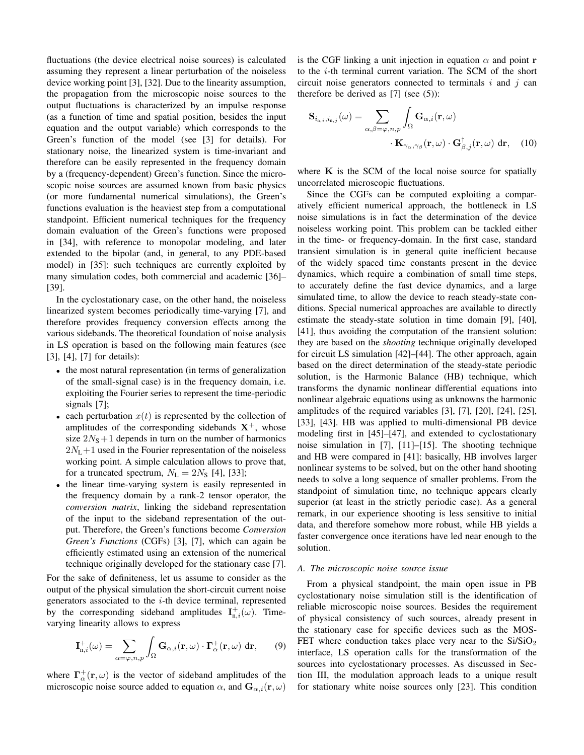fluctuations (the device electrical noise sources) is calculated assuming they represent a linear perturbation of the noiseless device working point [3], [32]. Due to the linearity assumption, the propagation from the microscopic noise sources to the output fluctuations is characterized by an impulse response (as a function of time and spatial position, besides the input equation and the output variable) which corresponds to the Green's function of the model (see [3] for details). For stationary noise, the linearized system is time-invariant and therefore can be easily represented in the frequency domain by a (frequency-dependent) Green's function. Since the microscopic noise sources are assumed known from basic physics (or more fundamental numerical simulations), the Green's functions evaluation is the heaviest step from a computational standpoint. Efficient numerical techniques for the frequency domain evaluation of the Green's functions were proposed in [34], with reference to monopolar modeling, and later extended to the bipolar (and, in general, to any PDE-based model) in [35]: such techniques are currently exploited by many simulation codes, both commercial and academic [36]–[39].

In the cyclostationary case, on the other hand, the noiseless linearized system becomes periodically time-varying [7], and therefore provides frequency conversion effects among the various sidebands. The theoretical foundation of noise analysis in LS operation is based on the following main features (see [3], [4], [7] for details):

- the most natural representation (in terms of generalization of the small-signal case) is in the frequency domain, i.e. exploiting the Fourier series to represent the time-periodic signals [7];
- each perturbation $x(t)$ is represented by the collection of amplitudes of the corresponding sidebands $\mathbf{X}^{+}$, whose size $2N_{\mathrm{S}}+1$ depends in turn on the number of harmonics $2N_{\mathrm{L}}+1$ used in the Fourier representation of the noiseless working point. A simple calculation allows to prove that, for a truncated spectrum, $N_{\mathrm{L}} = 2N_{\mathrm{S}}$ [4], [33];
- the linear time-varying system is easily represented in the frequency domain by a rank-2 tensor operator, the *conversion matrix*, linking the sideband representation of the input to the sideband representation of the output. Therefore, the Green's functions become *Conversion Green's Functions* (CGFs) [3], [7], which can again be efficiently estimated using an extension of the numerical technique originally developed for the stationary case [7].

For the sake of definiteness, let us assume to consider as the output of the physical simulation the short-circuit current noise generators associated to the $i$-th device terminal, represented by the corresponding sideband amplitudes $\mathbf{I}^{+}_{\mathrm{n},i}(\omega)$. Time-varying linearity allows to express

$$\mathbf{I}^{+}_{\mathrm{n},i}(\omega) = \sum_{\alpha=\varphi,n,p} \int_{\Omega} \mathbf{G}_{\alpha,i}(\mathbf{r},\omega) \cdot \boldsymbol{\Gamma}^{+}_{\alpha}(\mathbf{r},\omega) \, \mathrm{d}\mathbf{r}, \qquad (9)$$

where $\boldsymbol{\Gamma}^{+}_{\alpha}(\mathbf{r},\omega)$ is the vector of sideband amplitudes of the microscopic noise source added to equation $\alpha$, and $\mathbf{G}_{\alpha,i}(\mathbf{r},\omega)$ is the CGF linking a unit injection in equation $\alpha$ and point $\mathbf{r}$ to the $i$-th terminal current variation. The SCM of the short circuit noise generators connected to terminals $i$ and $j$ can therefore be derived as [7] (see (5)):

$$\mathbf{S}_{i_{\mathrm{n},i},i_{\mathrm{n},j}}(\omega) = \sum_{\alpha,\beta=\varphi,n,p} \int_{\Omega} \mathbf{G}_{\alpha,i}(\mathbf{r},\omega) \cdot \mathbf{K}_{\gamma_\alpha,\gamma_\beta}(\mathbf{r},\omega) \cdot \mathbf{G}^{\dagger}_{\beta,j}(\mathbf{r},\omega) \, \mathrm{d}\mathbf{r}, \qquad (10)$$

where $\mathbf{K}$ is the SCM of the local noise source for spatially uncorrelated microscopic fluctuations.

Since the CGFs can be computed exploiting a comparatively efficient numerical approach, the bottleneck in LS noise simulations is in fact the determination of the device noiseless working point. This problem can be tackled either in the time- or frequency-domain. In the first case, standard transient simulation is in general quite inefficient because of the widely spaced time constants present in the device dynamics, which require a combination of small time steps, to accurately define the fast device dynamics, and a large simulated time, to allow the device to reach steady-state conditions. Special numerical approaches are available to directly estimate the steady-state solution in time domain [9], [40], [41], thus avoiding the computation of the transient solution: they are based on the *shooting* technique originally developed for circuit LS simulation [42]–[44]. The other approach, again based on the direct determination of the steady-state periodic solution, is the Harmonic Balance (HB) technique, which transforms the dynamic nonlinear differential equations into nonlinear algebraic equations using as unknowns the harmonic amplitudes of the required variables [3], [7], [20], [24], [25], [33], [43]. HB was applied to multi-dimensional PB device modeling first in [45]–[47], and extended to cyclostationary noise simulation in [7], [11]–[15]. The shooting technique and HB were compared in [41]: basically, HB involves larger nonlinear systems to be solved, but on the other hand shooting needs to solve a long sequence of smaller problems. From the standpoint of simulation time, no technique appears clearly superior (at least in the strictly periodic case). As a general remark, in our experience shooting is less sensitive to initial data, and therefore somehow more robust, while HB yields a faster convergence once iterations have led near enough to the solution.

### A. The microscopic noise source issue

From a physical standpoint, the main open issue in PB cyclostationary noise simulation still is the identification of reliable microscopic noise sources. Besides the requirement of physical consistency of such sources, already present in the stationary case for specific devices such as the MOSFET where conduction takes place very near to the $Si/SiO_2$ interface, LS operation calls for the transformation of the sources into cyclostationary processes. As discussed in Section III, the modulation approach leads to a unique result for stationary white noise sources only [23]. This condition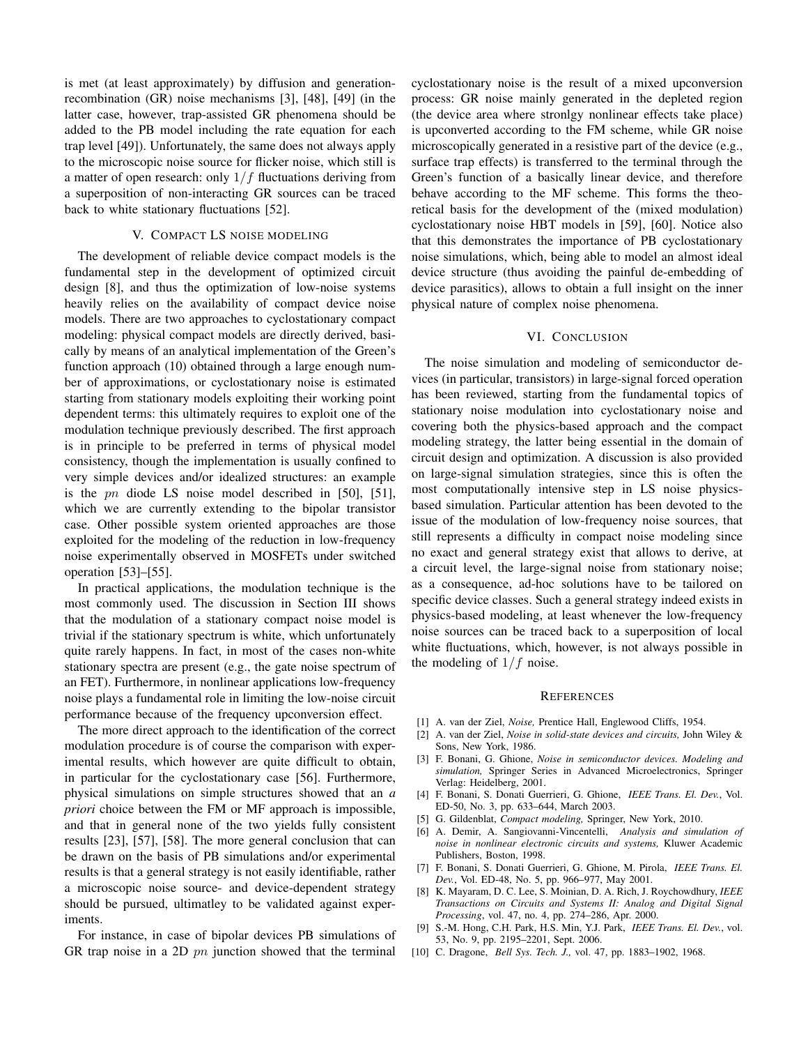is met (at least approximately) by diffusion and generation-recombination (GR) noise mechanisms [3], [48], [49] (in the latter case, however, trap-assisted GR phenomena should be added to the PB model including the rate equation for each trap level [49]). Unfortunately, the same does not always apply to the microscopic noise source for flicker noise, which still is a matter of open research: only $1/f$ fluctuations deriving from a superposition of non-interacting GR sources can be traced back to white stationary fluctuations [52].

## V. Compact LS noise modeling

The development of reliable device compact models is the fundamental step in the development of optimized circuit design [8], and thus the optimization of low-noise systems heavily relies on the availability of compact device noise models. There are two approaches to cyclostationary compact modeling: physical compact models are directly derived, basically by means of an analytical implementation of the Green's function approach (10) obtained through a large enough number of approximations, or cyclostationary noise is estimated starting from stationary models exploiting their working point dependent terms: this ultimately requires to exploit one of the modulation technique previously described. The first approach is in principle to be preferred in terms of physical model consistency, though the implementation is usually confined to very simple devices and/or idealized structures: an example is the $pn$ diode LS noise model described in [50], [51], which we are currently extending to the bipolar transistor case. Other possible system oriented approaches are those exploited for the modeling of the reduction in low-frequency noise experimentally observed in MOSFETs under switched operation [53]–[55].

In practical applications, the modulation technique is the most commonly used. The discussion in Section III shows that the modulation of a stationary compact noise model is trivial if the stationary spectrum is white, which unfortunately quite rarely happens. In fact, in most of the cases non-white stationary spectra are present (e.g., the gate noise spectrum of an FET). Furthermore, in nonlinear applications low-frequency noise plays a fundamental role in limiting the low-noise circuit performance because of the frequency upconversion effect.

The more direct approach to the identification of the correct modulation procedure is of course the comparison with experimental results, which however are quite difficult to obtain, in particular for the cyclostationary case [56]. Furthermore, physical simulations on simple structures showed that an *a priori* choice between none of the FM or MF approach is impossible, and that in general none of the two yields fully consistent results [23], [57], [58]. The more general conclusion that can be drawn on the basis of PB simulations and/or experimental results is that a general strategy is not easily identifiable, rather a microscopic noise source- and device-dependent strategy should be pursued, ultimatley to be validated against experiments.

For instance, in case of bipolar devices PB simulations of GR trap noise in a 2D $pn$ junction showed that the terminal cyclostationary noise is the result of a mixed upconversion process: GR noise mainly generated in the depleted region (the device area where stronlgy nonlinear effects take place) is upconverted according to the FM scheme, while GR noise microscopically generated in a resistive part of the device (e.g., surface trap effects) is transferred to the terminal through the Green's function of a basically linear device, and therefore behave according to the MF scheme. This forms the theoretical basis for the development of the (mixed modulation) cyclostationary noise HBT models in [59], [60]. Notice also that this demonstrates the importance of PB cyclostationary noise simulations, which, being able to model an almost ideal device structure (thus avoiding the painful de-embedding of device parasitics), allows to obtain a full insight on the inner physical nature of complex noise phenomena.

## VI. Conclusion

The noise simulation and modeling of semiconductor devices (in particular, transistors) in large-signal forced operation has been reviewed, starting from the fundamental topics of stationary noise modulation into cyclostationary noise and covering both the physics-based approach and the compact modeling strategy, the latter being essential in the domain of circuit design and optimization. A discussion is also provided on large-signal simulation strategies, since this is often the most computationally intensive step in LS noise physics-based simulation. Particular attention has been devoted to the issue of the modulation of low-frequency noise sources, that still represents a difficulty in compact noise modeling since no exact and general strategy exist that allows to derive, at a circuit level, the large-signal noise from stationary noise; as a consequence, ad-hoc solutions have to be tailored on specific device classes. Such a general strategy indeed exists in physics-based modeling, at least whenever the low-frequency noise sources can be traced back to a superposition of local white fluctuations, which, however, is not always possible in the modeling of $1/f$ noise.

## References

[1] A. van der Ziel, *Noise,* Prentice Hall, Englewood Cliffs, 1954.

[2] A. van der Ziel, *Noise in solid-state devices and circuits,* John Wiley & Sons, New York, 1986.

[3] F. Bonani, G. Ghione, *Noise in semiconductor devices. Modeling and simulation,* Springer Series in Advanced Microelectronics, Springer Verlag: Heidelberg, 2001.

[4] F. Bonani, S. Donati Guerrieri, G. Ghione, *IEEE Trans. El. Dev.*, Vol. ED-50, No. 3, pp. 633–644, March 2003.

[5] G. Gildenblat, *Compact modeling,* Springer, New York, 2010.

[6] A. Demir, A. Sangiovanni-Vincentelli, *Analysis and simulation of noise in nonlinear electronic circuits and systems,* Kluwer Academic Publishers, Boston, 1998.

[7] F. Bonani, S. Donati Guerrieri, G. Ghione, M. Pirola, *IEEE Trans. El. Dev.*, Vol. ED-48, No. 5, pp. 966–977, May 2001.

[8] K. Mayaram, D. C. Lee, S. Moinian, D. A. Rich, J. Roychowdhury, *IEEE Transactions on Circuits and Systems II: Analog and Digital Signal Processing*, vol. 47, no. 4, pp. 274–286, Apr. 2000.

[9] S.-M. Hong, C.H. Park, H.S. Min, Y.J. Park, *IEEE Trans. El. Dev.*, vol. 53, No. 9, pp. 2195–2201, Sept. 2006.

[10] C. Dragone, *Bell Sys. Tech. J.,* vol. 47, pp. 1883–1902, 1968.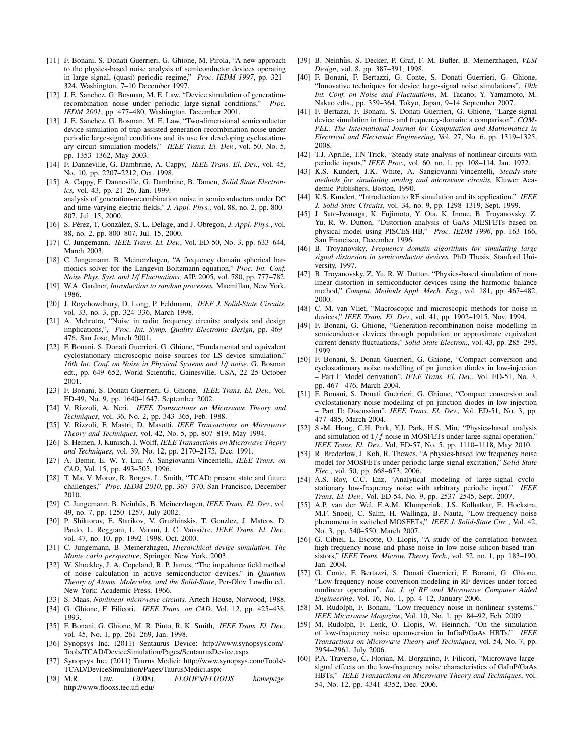[11] F. Bonani, S. Donati Guerrieri, G. Ghione, M. Pirola, "A new approach to the physics-based noise analysis of semiconductor devices operating in large signal, (quasi) periodic regime," *Proc. IEDM 1997*, pp. 321–324, Washington, 7–10 December 1997.

[12] J. E. Sanchez, G. Bosman, M. E. Law, "Device simulation of generation-recombination noise under periodic large-signal conditions," *Proc. IEDM 2001*, pp. 477–480, Washington, December 2001.

[13] J. E. Sanchez, G. Bosman, M. E. Law, "Two-dimensional semiconductor device simulation of trap-assisted generation-recombination noise under periodic large-signal conditions and its use for developing cyclostationary circuit simulation models," *IEEE Trans. El. Dev.*, vol. 50, No. 5, pp. 1353–1362, May 2003.

[14] F. Danneville, G. Dambrine, A. Cappy, *IEEE Trans. El. Dev.*, vol. 45, No. 10, pp. 2207–2212, Oct. 1998.

[15] A. Cappy, F. Danneville, G. Dambrine, B. Tamen, *Solid State Electronics,* vol. 43, pp. 21–26, Jan. 1999.
analysis of generation-recombination noise in semiconductors under DC and time-varying electric fields," *J. Appl. Phys.*, vol. 88, no. 2, pp. 800–807, Jul. 15, 2000.

[16] S. Pérez, T. González, S. L. Delage, and J. Obregon, *J. Appl. Phys.*, vol. 88, no. 2, pp. 800–807, Jul. 15, 2000.

[17] C. Jungemann, *IEEE Trans. El. Dev.*, Vol. ED-50, No. 3, pp. 633–644, March 2003.

[18] C. Jungemann, B. Meinerzhagen, "A frequency domain spherical harmonics solver for the Langevin-Boltzmann equation," *Proc. Int. Conf. Noise Phys. Syst. and 1/f Fluctuations,* AIP, 2005, vol. 780, pp. 777–782.

[19] W.A. Gardner, *Introduction to random processes,* Macmillan, New York, 1986.

[20] J. Roychowdhury, D. Long, P. Feldmann, *IEEE J. Solid-State Circuits*, vol. 33, no. 3, pp. 324–336, March 1998.

[21] A. Mehrotra, "Noise in radio frequency circuits: analysis and design implications,", *Proc. Int. Symp. Quality Electronic Design*, pp. 469–476, San Jose, March 2001.

[22] F. Bonani, S. Donati Guerrieri, G. Ghione, "Fundamental and equivalent cyclostationary microscopic noise sources for LS device simulation," *16th Int. Conf. on Noise in Physical Systems and 1/f noise*, G. Bosman edt., pp. 649–652, World Scientific, Gainesville, USA, 22–25 October 2001.

[23] F. Bonani, S. Donati Guerrieri, G. Ghione, *IEEE Trans. El. Dev.*, Vol. ED-49, No. 9, pp. 1640–1647, September 2002.

[24] V. Rizzoli, A. Neri, *IEEE Transactions on Microwave Theory and Techniques*, vol. 36, No. 2, pp. 343–365, Feb. 1988.

[25] V. Rizzoli, F. Mastri, D. Masotti, *IEEE Transactions on Microwave Theory and Techniques*, vol. 42, No. 5, pp. 807–819, May 1994.

[26] S. Heinen, J. Kunisch, I. Wolff, *IEEE Transactions on Microwave Theory and Techniques*, vol. 39, No. 12, pp. 2170–2175, Dec. 1991.

[27] A. Demir, E. W. Y. Liu, A. Sangiovanni-Vincentelli, *IEEE Trans. on CAD*, Vol. 15, pp. 493–505, 1996.

[28] T. Ma, V. Moroz, R. Borges, L. Smith, "TCAD: present state and future challenges," *Proc. IEDM 2010*, pp. 367–370, San Francisco, December 2010.

[29] C. Jungemann, B. Neinhüs, B. Meinerzhagen, *IEEE Trans. El. Dev.*, vol. 49, no. 7, pp. 1250–1257, July 2002.

[30] P. Shiktorov, E. Starikov, V. Gružhinskis, T. Gonzlez, J. Mateos, D. Pardo, L. Reggiani, L. Varani, J. C. Vaissière, *IEEE Trans. El. Dev.*, vol. 47, no. 10, pp. 1992–1998, Oct. 2000.

[31] C. Jungemann, B. Meinerzhagen, *Hierarchical device simulation. The Monte carlo perspective*, Springer, New York, 2003.

[32] W. Shockley, J. A. Copeland, R. P. James, "The impedance field method of noise calculation in active semiconductor devices," in *Quantum Theory of Atoms, Molecules, and the Solid-State*, Per-Olov Lowdin ed., New York: Academic Press, 1966.

[33] S. Maas, *Nonlinear microwave circuits,* Artech House, Norwood, 1988.

[34] G. Ghione, F. Filicori, *IEEE Trans. on CAD*, Vol. 12, pp. 425–438, 1993.

[35] F. Bonani, G. Ghione, M. R. Pinto, R. K. Smith, *IEEE Trans. El. Dev.*, vol. 45, No. 1, pp. 261–269, Jan. 1998.

[36] Synopsys Inc. (2011) Sentaurus Device: http://www.synopsys.com/-Tools/TCAD/DeviceSimulation/Pages/SentaurusDevice.aspx

[37] Synopsys Inc. (2011) Taurus Medici: http://www.synopsys.com/Tools/-TCAD/DeviceSimulation/Pages/TaurusMedici.aspx

[38] M.R. Law, (2008). *FLOOPS/FLOODS homepage*. http://www.flooxs.tec.ufl.edu/

[39] B. Neinhüs, S. Decker, P. Graf, F. M. Bufler, B. Meinerzhagen, *VLSI Design*, vol. 8, pp. 387–391, 1998.

[40] F. Bonani, F. Bertazzi, G. Conte, S. Donati Guerrieri, G. Ghione, "Innovative techniques for device large-signal noise simulations", *19th Int. Conf. on Noise and Fluctuations*, M. Tacano, Y. Yamamoto, M. Nakao edts., pp. 359–364, Tokyo, Japan, 9–14 September 2007.

[41] F. Bertazzi, F. Bonani, S. Donati Guerrieri, G. Ghione, "Large-signal device simulation in time- and frequency-domain: a comparison", *COMPEL: The International Journal for Computation and Mathematics in Electrical and Electronic Engineering*, Vol. 27, No. 6, pp. 1319–1325, 2008.

[42] T.J. Aprille, T.N Trick, "Steady-state analysis of nonlinear circuits with periodic inputs," *IEEE Proc.,* vol. 60, no. 1, pp. 108–114, Jan. 1972.

[43] K.S. Kundert, J.K. White, A. Sangiovanni-Vincentelli, *Steady-state methods for simulating analog and microwave circuits,* Kluwer Academic Publishers, Boston, 1990.

[44] K.S. Kundert, "Introduction to RF simulation and its application," *IEEE J. Solid-State Circuits*, vol. 34, no. 9, pp. 1298–1319, Sept. 1999.

[45] J. Sato-Iwanaga, K. Fujimoto, Y. Ota, K. Inoue, B. Troyanovsky, Z. Yu, R. W. Dutton, "Distortion analysis of GaAs MESFETs based on physical model using PISCES-HB," *Proc. IEDM 1996*, pp. 163–166, San Francisco, December 1996.

[46] B. Troyanovsky, *Frequency domain algorithms for simulating large signal distorsion in semiconductor devices,* PhD Thesis, Stanford University, 1997.

[47] B. Troyanovsky, Z. Yu, R. W. Dutton, "Physics-based simulation of nonlinear distortion in semiconductor devices using the harmonic balance method," *Comput. Methods Appl. Mech. Eng.*, vol. 181, pp. 467–482, 2000.

[48] C. M. van Vliet, "Macroscopic and microscopic methods for noise in devices," *IEEE Trans. El. Dev.*, vol. 41, pp. 1902–1915, Nov. 1994.

[49] F. Bonani, G. Ghione, "Generation-recombination noise modelling in semiconductor devices through population or approximate equivalent current density fluctuations," *Solid-State Electron.*, vol. 43, pp. 285–295, 1999.

[50] F. Bonani, S. Donati Guerrieri, G. Ghione, "Compact conversion and cyclostationary noise modelling of pn junction diodes in low-injection – Part I: Model derivation", *IEEE Trans. El. Dev.*, Vol. ED-51, No. 3, pp. 467– 476, March 2004.

[51] F. Bonani, S. Donati Guerrieri, G. Ghione, "Compact conversion and cyclostationary noise modelling of pn junction diodes in low-injection – Part II: Discussion", *IEEE Trans. El. Dev.*, Vol. ED-51, No. 3, pp. 477–485, March 2004.

[52] S.-M. Hong, C.H. Park, Y.J. Park, H.S. Min, "Physics-based analysis and simulation of $1/f$ noise in MOSFETs under large-signal operation," *IEEE Trans. El. Dev.*, Vol. ED-57, No. 5, pp. 1110–1118, May 2010.

[53] R. Brederlow, J. Koh, R. Thewes, "A physics-based low frequency noise model for MOSFETs under periodic large signal excitation," *Solid-State Elec.*, vol. 50, pp. 668–673, 2006.

[54] A.S. Roy, C.C. Enz, "Analytical modeling of large-signal cyclostationary low-frequency noise with arbitrary periodic input," *IEEE Trans. El. Dev.*, Vol. ED-54, No. 9, pp. 2537–2545, Sept. 2007.

[55] A.P. van der Wel, E.A.M. Klumperink, J.S. Kolhatkar, E. Hoekstra, M.F. Snoeij, C. Salm, H. Wallinga, B. Nauta, "Low-frequency noise phenomena in switched MOSFETs," *IEEE J. Solid-State Circ.*, Vol. 42, No. 3, pp. 540–550, March 2007.

[56] G. Cibiel, L. Escotte, O. Llopis, "A study of the correlation between high-frequency noise and phase noise in low-noise silicon-based transistors," *IEEE Trans. Microw. Theory Tech.,* vol. 52, no. 1, pp. 183–190, Jan. 2004.

[57] G. Conte, F. Bertazzi, S. Donati Guerrieri, F. Bonani, G. Ghione, "Low-frequency noise conversion modeling in RF devices under forced nonlinear operation", *Int. J. of RF and Microwave Computer Aided Engineering*, Vol. 16, No. 1, pp. 4–12, January 2006.

[58] M. Rudolph, F. Bonani, "Low-frequency noise in nonlinear systems," *IEEE Microwave Magazine*, Vol. 10, No. 1, pp. 84–92, Feb. 2009.

[59] M. Rudolph, F. Lenk, O. Llopis, W. Heinrich, "On the simulation of low-frequency noise upconversion in InGaP/GaAs HBTs," *IEEE Transactions on Microwave Theory and Techniques*, vol. 54, No. 7, pp. 2954–2961, July 2006.

[60] P.A. Traverso, C. Florian, M. Borgarino, F. Filicori, "Microwave large-signal effects on the low-frequency noise characteristics of GaInP/GaAs HBTs," *IEEE Transactions on Microwave Theory and Techniques*, vol. 54, No. 12, pp. 4341–4352, Dec. 2006.